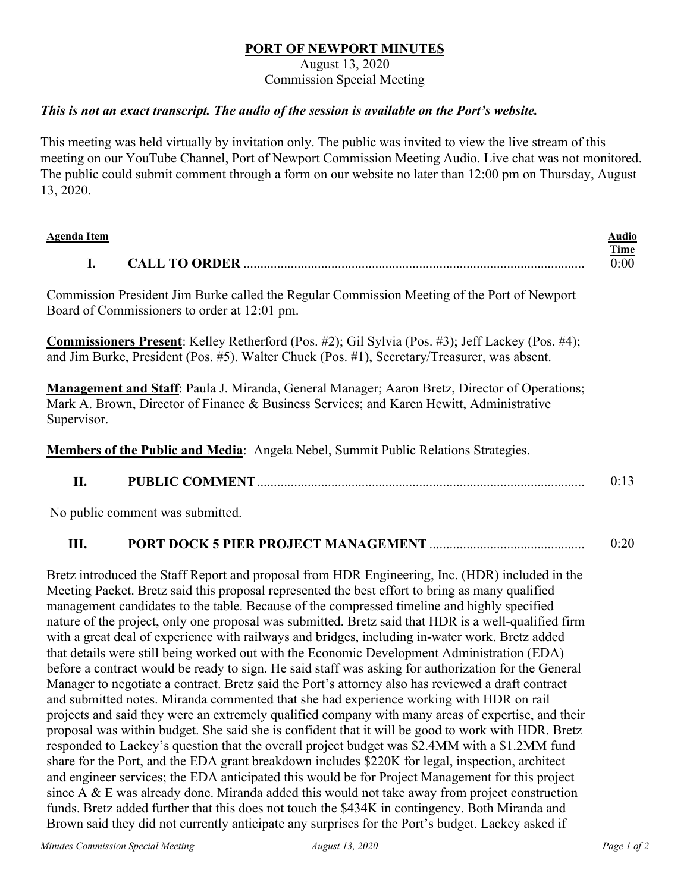**PORT OF NEWPORT MINUTES**

August 13, 2020

Commission Special Meeting

***This is not an exact transcript. The audio of the session is available on the Port's website.***

This meeting was held virtually by invitation only. The public was invited to view the live stream of this meeting on our YouTube Channel, Port of Newport Commission Meeting Audio. Live chat was not monitored. The public could submit comment through a form on our website no later than 12:00 pm on Thursday, August 13, 2020.

| Agenda Item | Audio Time |
|---|---|
| **I. CALL TO ORDER** | 0:00 |

Commission President Jim Burke called the Regular Commission Meeting of the Port of Newport Board of Commissioners to order at 12:01 pm.

**Commissioners Present**: Kelley Retherford (Pos. #2); Gil Sylvia (Pos. #3); Jeff Lackey (Pos. #4); and Jim Burke, President (Pos. #5). Walter Chuck (Pos. #1), Secretary/Treasurer, was absent.

**Management and Staff**: Paula J. Miranda, General Manager; Aaron Bretz, Director of Operations; Mark A. Brown, Director of Finance & Business Services; and Karen Hewitt, Administrative Supervisor.

**Members of the Public and Media**: Angela Nebel, Summit Public Relations Strategies.

| | |
|---|---|
| **II. PUBLIC COMMENT** | 0:13 |

No public comment was submitted.

| | |
|---|---|
| **III. PORT DOCK 5 PIER PROJECT MANAGEMENT** | 0:20 |

Bretz introduced the Staff Report and proposal from HDR Engineering, Inc. (HDR) included in the Meeting Packet. Bretz said this proposal represented the best effort to bring as many qualified management candidates to the table. Because of the compressed timeline and highly specified nature of the project, only one proposal was submitted. Bretz said that HDR is a well-qualified firm with a great deal of experience with railways and bridges, including in-water work. Bretz added that details were still being worked out with the Economic Development Administration (EDA) before a contract would be ready to sign. He said staff was asking for authorization for the General Manager to negotiate a contract. Bretz said the Port's attorney also has reviewed a draft contract and submitted notes. Miranda commented that she had experience working with HDR on rail projects and said they were an extremely qualified company with many areas of expertise, and their proposal was within budget. She said she is confident that it will be good to work with HDR. Bretz responded to Lackey's question that the overall project budget was $2.4MM with a $1.2MM fund share for the Port, and the EDA grant breakdown includes $220K for legal, inspection, architect and engineer services; the EDA anticipated this would be for Project Management for this project since A & E was already done. Miranda added this would not take away from project construction funds. Bretz added further that this does not touch the $434K in contingency. Both Miranda and Brown said they did not currently anticipate any surprises for the Port's budget. Lackey asked if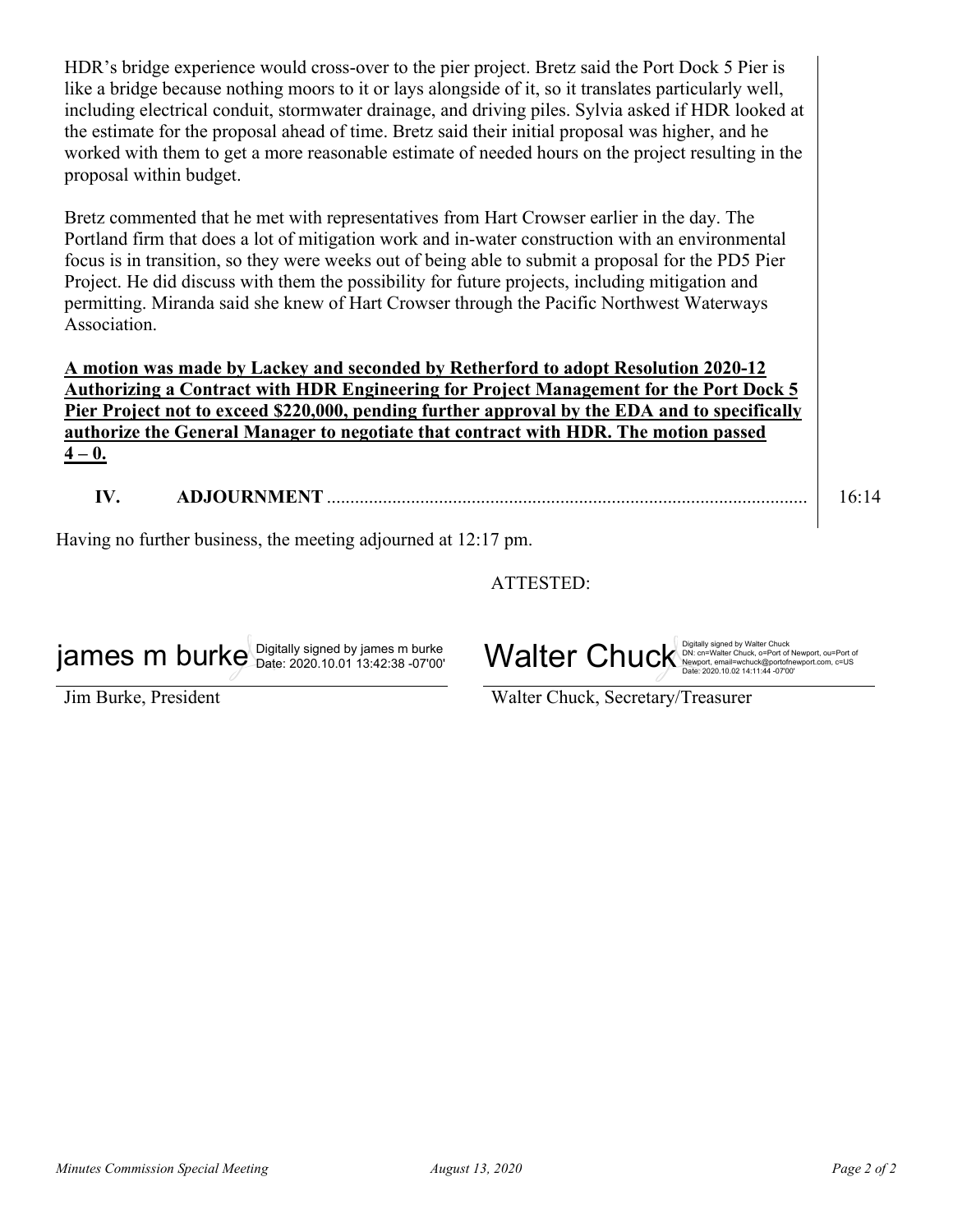HDR's bridge experience would cross-over to the pier project. Bretz said the Port Dock 5 Pier is like a bridge because nothing moors to it or lays alongside of it, so it translates particularly well, including electrical conduit, stormwater drainage, and driving piles. Sylvia asked if HDR looked at the estimate for the proposal ahead of time. Bretz said their initial proposal was higher, and he worked with them to get a more reasonable estimate of needed hours on the project resulting in the proposal within budget.

Bretz commented that he met with representatives from Hart Crowser earlier in the day. The Portland firm that does a lot of mitigation work and in-water construction with an environmental focus is in transition, so they were weeks out of being able to submit a proposal for the PD5 Pier Project. He did discuss with them the possibility for future projects, including mitigation and permitting. Miranda said she knew of Hart Crowser through the Pacific Northwest Waterways Association.

**A motion was made by Lackey and seconded by Retherford to adopt Resolution 2020-12 Authorizing a Contract with HDR Engineering for Project Management for the Port Dock 5 Pier Project not to exceed $220,000, pending further approval by the EDA and to specifically authorize the General Manager to negotiate that contract with HDR. The motion passed 4 – 0.**

**IV. ADJOURNMENT** ........................................................................................................ 16:14

Having no further business, the meeting adjourned at 12:17 pm.

ATTESTED:

james m burke — Digitally signed by james m burke Date: 2020.10.01 13:42:38 -07'00'

Jim Burke, President

Walter Chuck — Digitally signed by Walter Chuck DN: cn=Walter Chuck, o=Port of Newport, ou=Port of Newport, email=wchuck@portofnewport.com, c=US Date: 2020.10.02 14:11:44 -07'00'

Walter Chuck, Secretary/Treasurer